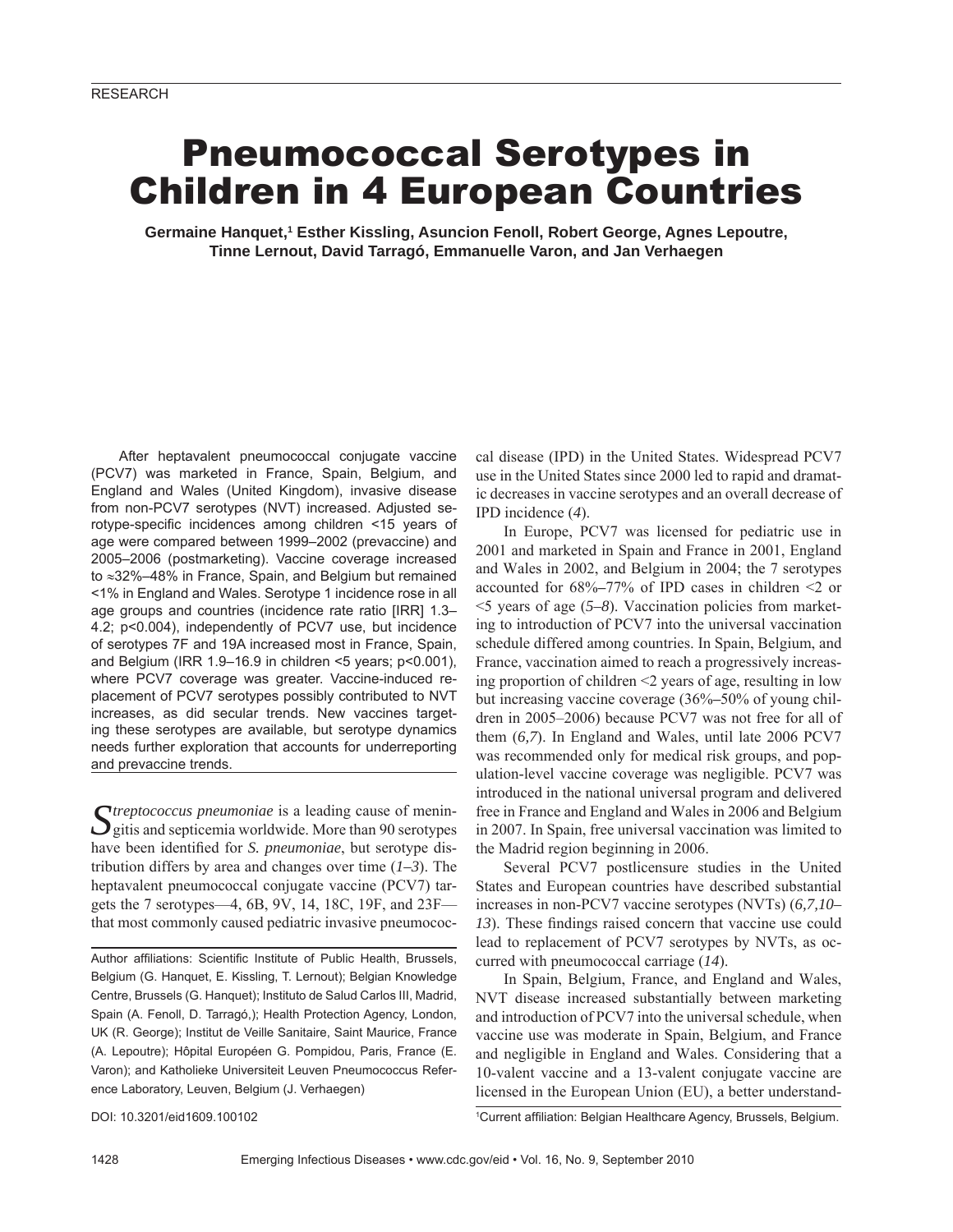RESEARCH

# Pneumococcal Serotypes in Children in 4 European Countries

**Germaine Hanquet,[1] Esther Kissling, Asuncion Fenoll, Robert George, Agnes Lepoutre, Tinne Lernout, David Tarragó, Emmanuelle Varon, and Jan Verhaegen**

After heptavalent pneumococcal conjugate vaccine (PCV7) was marketed in France, Spain, Belgium, and England and Wales (United Kingdom), invasive disease from non-PCV7 serotypes (NVT) increased. Adjusted serotype-specific incidences among children <15 years of age were compared between 1999–2002 (prevaccine) and 2005–2006 (postmarketing). Vaccine coverage increased to ≈32%–48% in France, Spain, and Belgium but remained <1% in England and Wales. Serotype 1 incidence rose in all age groups and countries (incidence rate ratio [IRR] 1.3–4.2; p<0.004), independently of PCV7 use, but incidence of serotypes 7F and 19A increased most in France, Spain, and Belgium (IRR 1.9–16.9 in children <5 years; p<0.001), where PCV7 coverage was greater. Vaccine-induced replacement of PCV7 serotypes possibly contributed to NVT increases, as did secular trends. New vaccines targeting these serotypes are available, but serotype dynamics needs further exploration that accounts for underreporting and prevaccine trends.

*Streptococcus pneumoniae* is a leading cause of meningitis and septicemia worldwide. More than 90 serotypes have been identified for *S. pneumoniae*, but serotype distribution differs by area and changes over time (*1–3*). The heptavalent pneumococcal conjugate vaccine (PCV7) targets the 7 serotypes—4, 6B, 9V, 14, 18C, 19F, and 23F—that most commonly caused pediatric invasive pneumococcal disease (IPD) in the United States. Widespread PCV7 use in the United States since 2000 led to rapid and dramatic decreases in vaccine serotypes and an overall decrease of IPD incidence (*4*).

In Europe, PCV7 was licensed for pediatric use in 2001 and marketed in Spain and France in 2001, England and Wales in 2002, and Belgium in 2004; the 7 serotypes accounted for 68%–77% of IPD cases in children <2 or <5 years of age (*5–8*). Vaccination policies from marketing to introduction of PCV7 into the universal vaccination schedule differed among countries. In Spain, Belgium, and France, vaccination aimed to reach a progressively increasing proportion of children <2 years of age, resulting in low but increasing vaccine coverage (36%–50% of young children in 2005–2006) because PCV7 was not free for all of them (*6,7*). In England and Wales, until late 2006 PCV7 was recommended only for medical risk groups, and population-level vaccine coverage was negligible. PCV7 was introduced in the national universal program and delivered free in France and England and Wales in 2006 and Belgium in 2007. In Spain, free universal vaccination was limited to the Madrid region beginning in 2006.

Several PCV7 postlicensure studies in the United States and European countries have described substantial increases in non-PCV7 vaccine serotypes (NVTs) (*6,7,10–13*). These findings raised concern that vaccine use could lead to replacement of PCV7 serotypes by NVTs, as occurred with pneumococcal carriage (*14*).

In Spain, Belgium, France, and England and Wales, NVT disease increased substantially between marketing and introduction of PCV7 into the universal schedule, when vaccine use was moderate in Spain, Belgium, and France and negligible in England and Wales. Considering that a 10-valent vaccine and a 13-valent conjugate vaccine are licensed in the European Union (EU), a better understand-

Author affiliations: Scientific Institute of Public Health, Brussels, Belgium (G. Hanquet, E. Kissling, T. Lernout); Belgian Knowledge Centre, Brussels (G. Hanquet); Instituto de Salud Carlos III, Madrid, Spain (A. Fenoll, D. Tarragó,); Health Protection Agency, London, UK (R. George); Institut de Veille Sanitaire, Saint Maurice, France (A. Lepoutre); Hôpital Européen G. Pompidou, Paris, France (E. Varon); and Katholieke Universiteit Leuven Pneumococcus Reference Laboratory, Leuven, Belgium (J. Verhaegen)

DOI: 10.3201/eid1609.100102

[1]Current affiliation: Belgian Healthcare Agency, Brussels, Belgium.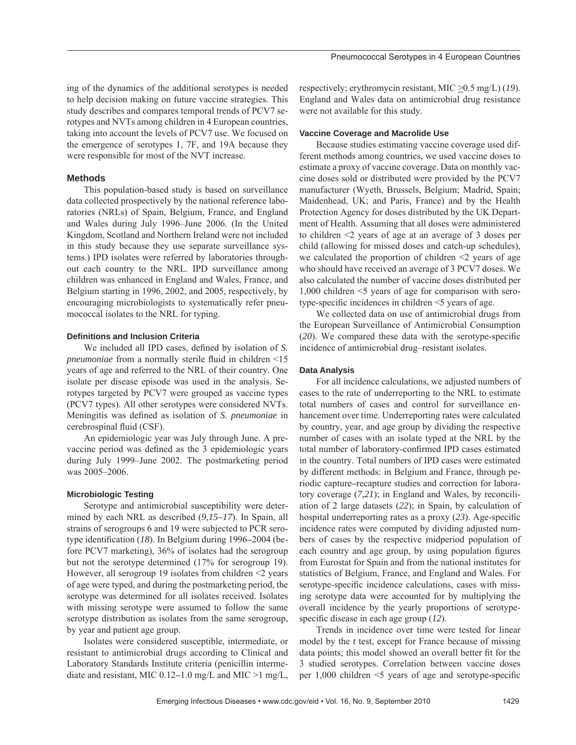ing of the dynamics of the additional serotypes is needed to help decision making on future vaccine strategies. This study describes and compares temporal trends of PCV7 serotypes and NVTs among children in 4 European countries, taking into account the levels of PCV7 use. We focused on the emergence of serotypes 1, 7F, and 19A because they were responsible for most of the NVT increase.

## Methods

This population-based study is based on surveillance data collected prospectively by the national reference laboratories (NRLs) of Spain, Belgium, France, and England and Wales during July 1996–June 2006. (In the United Kingdom, Scotland and Northern Ireland were not included in this study because they use separate surveillance systems.) IPD isolates were referred by laboratories throughout each country to the NRL. IPD surveillance among children was enhanced in England and Wales, France, and Belgium starting in 1996, 2002, and 2005, respectively, by encouraging microbiologists to systematically refer pneumococcal isolates to the NRL for typing.

### Definitions and Inclusion Criteria

We included all IPD cases, defined by isolation of *S. pneumoniae* from a normally sterile fluid in children <15 years of age and referred to the NRL of their country. One isolate per disease episode was used in the analysis. Serotypes targeted by PCV7 were grouped as vaccine types (PCV7 types). All other serotypes were considered NVTs. Meningitis was defined as isolation of *S. pneumoniae* in cerebrospinal fluid (CSF).

An epidemiologic year was July through June. A prevaccine period was defined as the 3 epidemiologic years during July 1999–June 2002. The postmarketing period was 2005–2006.

### Microbiologic Testing

Serotype and antimicrobial susceptibility were determined by each NRL as described (*9,15–17*). In Spain, all strains of serogroups 6 and 19 were subjected to PCR serotype identification (*18*). In Belgium during 1996–2004 (before PCV7 marketing), 36% of isolates had the serogroup but not the serotype determined (17% for serogroup 19). However, all serogroup 19 isolates from children <2 years of age were typed, and during the postmarketing period, the serotype was determined for all isolates received. Isolates with missing serotype were assumed to follow the same serotype distribution as isolates from the same serogroup, by year and patient age group.

Isolates were considered susceptible, intermediate, or resistant to antimicrobial drugs according to Clinical and Laboratory Standards Institute criteria (penicillin intermediate and resistant, MIC 0.12–1.0 mg/L and MIC >1 mg/L, respectively; erythromycin resistant, MIC ≥0.5 mg/L) (*19*). England and Wales data on antimicrobial drug resistance were not available for this study.

### Vaccine Coverage and Macrolide Use

Because studies estimating vaccine coverage used different methods among countries, we used vaccine doses to estimate a proxy of vaccine coverage. Data on monthly vaccine doses sold or distributed were provided by the PCV7 manufacturer (Wyeth, Brussels, Belgium; Madrid, Spain; Maidenhead, UK; and Paris, France) and by the Health Protection Agency for doses distributed by the UK Department of Health. Assuming that all doses were administered to children <2 years of age at an average of 3 doses per child (allowing for missed doses and catch-up schedules), we calculated the proportion of children <2 years of age who should have received an average of 3 PCV7 doses. We also calculated the number of vaccine doses distributed per 1,000 children <5 years of age for comparison with serotype-specific incidences in children <5 years of age.

We collected data on use of antimicrobial drugs from the European Surveillance of Antimicrobial Consumption (*20*). We compared these data with the serotype-specific incidence of antimicrobial drug–resistant isolates.

### Data Analysis

For all incidence calculations, we adjusted numbers of cases to the rate of underreporting to the NRL to estimate total numbers of cases and control for surveillance enhancement over time. Underreporting rates were calculated by country, year, and age group by dividing the respective number of cases with an isolate typed at the NRL by the total number of laboratory-confirmed IPD cases estimated in the country. Total numbers of IPD cases were estimated by different methods: in Belgium and France, through periodic capture–recapture studies and correction for laboratory coverage (*7,21*); in England and Wales, by reconciliation of 2 large datasets (*22*); in Spain, by calculation of hospital underreporting rates as a proxy (*23*). Age-specific incidence rates were computed by dividing adjusted numbers of cases by the respective midperiod population of each country and age group, by using population figures from Eurostat for Spain and from the national institutes for statistics of Belgium, France, and England and Wales. For serotype-specific incidence calculations, cases with missing serotype data were accounted for by multiplying the overall incidence by the yearly proportions of serotype-specific disease in each age group (*12*).

Trends in incidence over time were tested for linear model by the *t* test, except for France because of missing data points; this model showed an overall better fit for the 3 studied serotypes. Correlation between vaccine doses per 1,000 children <5 years of age and serotype-specific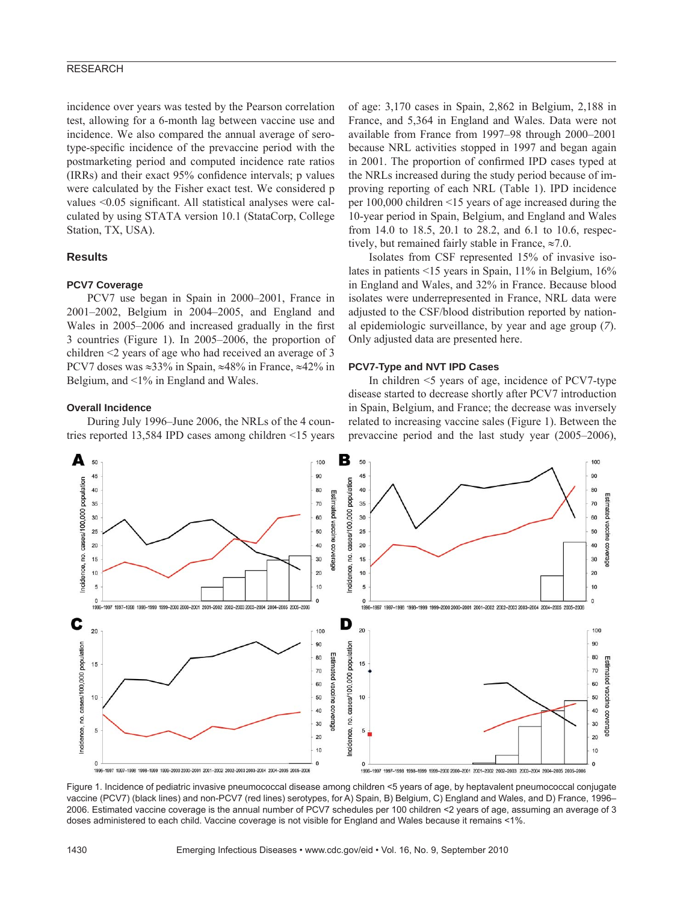incidence over years was tested by the Pearson correlation test, allowing for a 6-month lag between vaccine use and incidence. We also compared the annual average of serotype-specific incidence of the prevaccine period with the postmarketing period and computed incidence rate ratios (IRRs) and their exact 95% confidence intervals; p values were calculated by the Fisher exact test. We considered p values <0.05 significant. All statistical analyses were calculated by using STATA version 10.1 (StataCorp, College Station, TX, USA).

## Results

### PCV7 Coverage

PCV7 use began in Spain in 2000–2001, France in 2001–2002, Belgium in 2004–2005, and England and Wales in 2005–2006 and increased gradually in the first 3 countries (Figure 1). In 2005–2006, the proportion of children <2 years of age who had received an average of 3 PCV7 doses was ≈33% in Spain, ≈48% in France, ≈42% in Belgium, and <1% in England and Wales.

### Overall Incidence

During July 1996–June 2006, the NRLs of the 4 countries reported 13,584 IPD cases among children <15 years of age: 3,170 cases in Spain, 2,862 in Belgium, 2,188 in France, and 5,364 in England and Wales. Data were not available from France from 1997–98 through 2000–2001 because NRL activities stopped in 1997 and began again in 2001. The proportion of confirmed IPD cases typed at the NRLs increased during the study period because of improving reporting of each NRL (Table 1). IPD incidence per 100,000 children <15 years of age increased during the 10-year period in Spain, Belgium, and England and Wales from 14.0 to 18.5, 20.1 to 28.2, and 6.1 to 10.6, respectively, but remained fairly stable in France, ≈7.0.

Isolates from CSF represented 15% of invasive isolates in patients <15 years in Spain, 11% in Belgium, 16% in England and Wales, and 32% in France. Because blood isolates were underrepresented in France, NRL data were adjusted to the CSF/blood distribution reported by national epidemiologic surveillance, by year and age group (*7*). Only adjusted data are presented here.

### PCV7-Type and NVT IPD Cases

In children <5 years of age, incidence of PCV7-type disease started to decrease shortly after PCV7 introduction in Spain, Belgium, and France; the decrease was inversely related to increasing vaccine sales (Figure 1). Between the prevaccine period and the last study year (2005–2006),

Figure 1. Incidence of pediatric invasive pneumococcal disease among children <5 years of age, by heptavalent pneumococcal conjugate vaccine (PCV7) (black lines) and non-PCV7 (red lines) serotypes, for A) Spain, B) Belgium, C) England and Wales, and D) France, 1996–2006. Estimated vaccine coverage is the annual number of PCV7 schedules per 100 children <2 years of age, assuming an average of 3 doses administered to each child. Vaccine coverage is not visible for England and Wales because it remains <1%.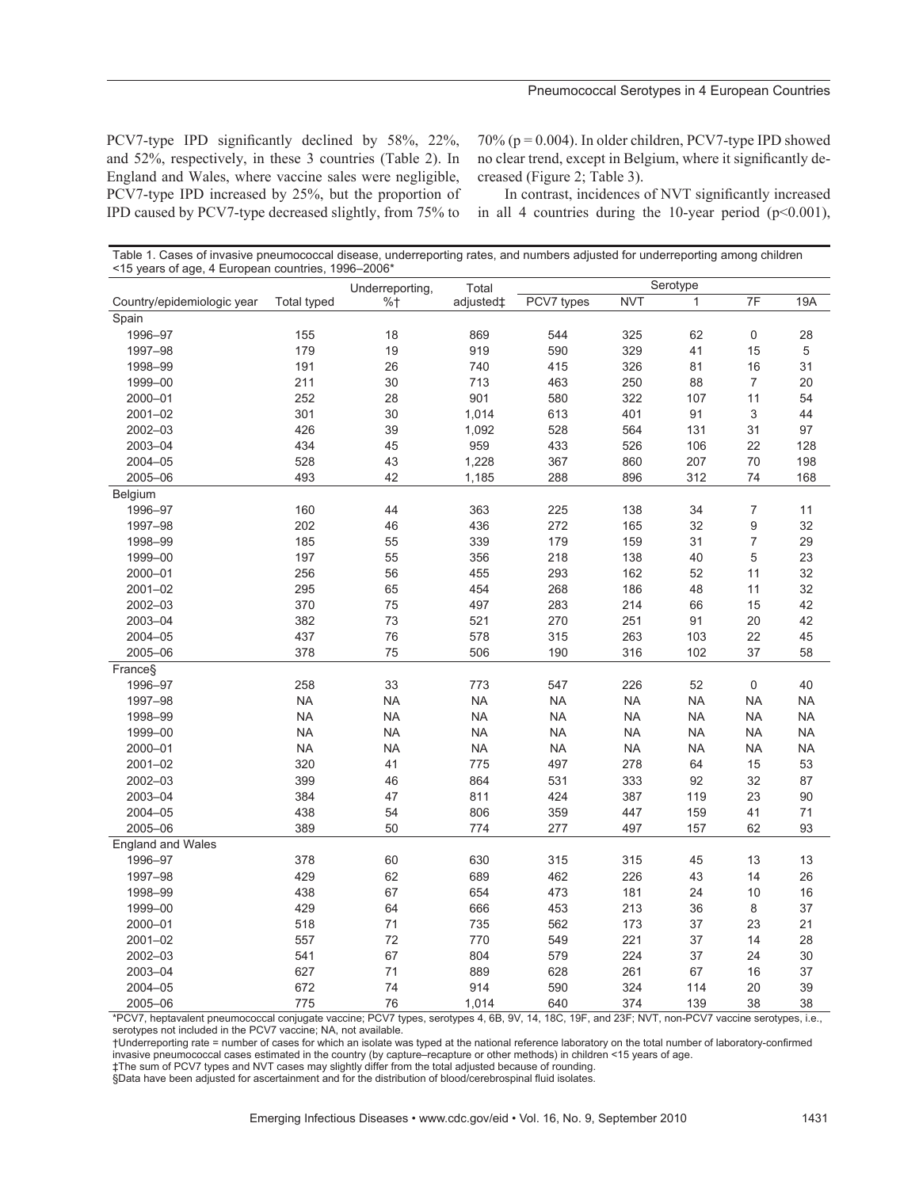PCV7-type IPD significantly declined by 58%, 22%, and 52%, respectively, in these 3 countries (Table 2). In England and Wales, where vaccine sales were negligible, PCV7-type IPD increased by 25%, but the proportion of IPD caused by PCV7-type decreased slightly, from 75% to 70% ($p = 0.004$). In older children, PCV7-type IPD showed no clear trend, except in Belgium, where it significantly decreased (Figure 2; Table 3).

In contrast, incidences of NVT significantly increased in all 4 countries during the 10-year period ($p<0.001$),

Table 1. Cases of invasive pneumococcal disease, underreporting rates, and numbers adjusted for underreporting among children <15 years of age, 4 European countries, 1996–2006*

| Country/epidemiologic year | Total typed | Underreporting, %† | Total adjusted‡ | Serotype | | | | |
|---|---|---|---|---|---|---|---|---|
| | | | | PCV7 types | NVT | 1 | 7F | 19A |
| Spain | | | | | | | | |
| 1996–97 | 155 | 18 | 869 | 544 | 325 | 62 | 0 | 28 |
| 1997–98 | 179 | 19 | 919 | 590 | 329 | 41 | 15 | 5 |
| 1998–99 | 191 | 26 | 740 | 415 | 326 | 81 | 16 | 31 |
| 1999–00 | 211 | 30 | 713 | 463 | 250 | 88 | 7 | 20 |
| 2000–01 | 252 | 28 | 901 | 580 | 322 | 107 | 11 | 54 |
| 2001–02 | 301 | 30 | 1,014 | 613 | 401 | 91 | 3 | 44 |
| 2002–03 | 426 | 39 | 1,092 | 528 | 564 | 131 | 31 | 97 |
| 2003–04 | 434 | 45 | 959 | 433 | 526 | 106 | 22 | 128 |
| 2004–05 | 528 | 43 | 1,228 | 367 | 860 | 207 | 70 | 198 |
| 2005–06 | 493 | 42 | 1,185 | 288 | 896 | 312 | 74 | 168 |
| Belgium | | | | | | | | |
| 1996–97 | 160 | 44 | 363 | 225 | 138 | 34 | 7 | 11 |
| 1997–98 | 202 | 46 | 436 | 272 | 165 | 32 | 9 | 32 |
| 1998–99 | 185 | 55 | 339 | 179 | 159 | 31 | 7 | 29 |
| 1999–00 | 197 | 55 | 356 | 218 | 138 | 40 | 5 | 23 |
| 2000–01 | 256 | 56 | 455 | 293 | 162 | 52 | 11 | 32 |
| 2001–02 | 295 | 65 | 454 | 268 | 186 | 48 | 11 | 32 |
| 2002–03 | 370 | 75 | 497 | 283 | 214 | 66 | 15 | 42 |
| 2003–04 | 382 | 73 | 521 | 270 | 251 | 91 | 20 | 42 |
| 2004–05 | 437 | 76 | 578 | 315 | 263 | 103 | 22 | 45 |
| 2005–06 | 378 | 75 | 506 | 190 | 316 | 102 | 37 | 58 |
| France§ | | | | | | | | |
| 1996–97 | 258 | 33 | 773 | 547 | 226 | 52 | 0 | 40 |
| 1997–98 | NA | NA | NA | NA | NA | NA | NA | NA |
| 1998–99 | NA | NA | NA | NA | NA | NA | NA | NA |
| 1999–00 | NA | NA | NA | NA | NA | NA | NA | NA |
| 2000–01 | NA | NA | NA | NA | NA | NA | NA | NA |
| 2001–02 | 320 | 41 | 775 | 497 | 278 | 64 | 15 | 53 |
| 2002–03 | 399 | 46 | 864 | 531 | 333 | 92 | 32 | 87 |
| 2003–04 | 384 | 47 | 811 | 424 | 387 | 119 | 23 | 90 |
| 2004–05 | 438 | 54 | 806 | 359 | 447 | 159 | 41 | 71 |
| 2005–06 | 389 | 50 | 774 | 277 | 497 | 157 | 62 | 93 |
| England and Wales | | | | | | | | |
| 1996–97 | 378 | 60 | 630 | 315 | 315 | 45 | 13 | 13 |
| 1997–98 | 429 | 62 | 689 | 462 | 226 | 43 | 14 | 26 |
| 1998–99 | 438 | 67 | 654 | 473 | 181 | 24 | 10 | 16 |
| 1999–00 | 429 | 64 | 666 | 453 | 213 | 36 | 8 | 37 |
| 2000–01 | 518 | 71 | 735 | 562 | 173 | 37 | 23 | 21 |
| 2001–02 | 557 | 72 | 770 | 549 | 221 | 37 | 14 | 28 |
| 2002–03 | 541 | 67 | 804 | 579 | 224 | 37 | 24 | 30 |
| 2003–04 | 627 | 71 | 889 | 628 | 261 | 67 | 16 | 37 |
| 2004–05 | 672 | 74 | 914 | 590 | 324 | 114 | 20 | 39 |
| 2005–06 | 775 | 76 | 1,014 | 640 | 374 | 139 | 38 | 38 |

*PCV7, heptavalent pneumococcal conjugate vaccine; PCV7 types, serotypes 4, 6B, 9V, 14, 18C, 19F, and 23F; NVT, non-PCV7 vaccine serotypes, i.e., serotypes not included in the PCV7 vaccine; NA, not available.
†Underreporting rate = number of cases for which an isolate was typed at the national reference laboratory on the total number of laboratory-confirmed invasive pneumococcal cases estimated in the country (by capture–recapture or other methods) in children <15 years of age.
‡The sum of PCV7 types and NVT cases may slightly differ from the total adjusted because of rounding.
§Data have been adjusted for ascertainment and for the distribution of blood/cerebrospinal fluid isolates.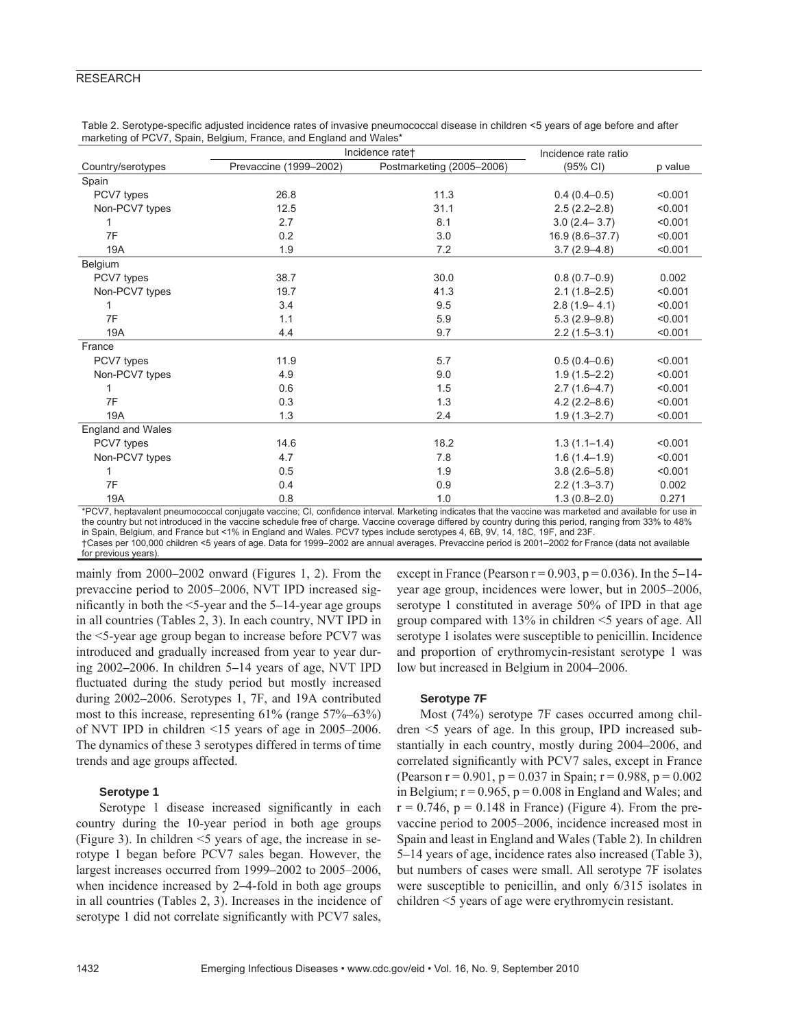Table 2. Serotype-specific adjusted incidence rates of invasive pneumococcal disease in children <5 years of age before and after marketing of PCV7, Spain, Belgium, France, and England and Wales*

| Country/serotypes | Incidence rate† | | Incidence rate ratio | |
|---|---|---|---|---|
| | Prevaccine (1999–2002) | Postmarketing (2005–2006) | (95% CI) | p value |
| Spain | | | | |
| PCV7 types | 26.8 | 11.3 | 0.4 (0.4–0.5) | <0.001 |
| Non-PCV7 types | 12.5 | 31.1 | 2.5 (2.2–2.8) | <0.001 |
| 1 | 2.7 | 8.1 | 3.0 (2.4– 3.7) | <0.001 |
| 7F | 0.2 | 3.0 | 16.9 (8.6–37.7) | <0.001 |
| 19A | 1.9 | 7.2 | 3.7 (2.9–4.8) | <0.001 |
| Belgium | | | | |
| PCV7 types | 38.7 | 30.0 | 0.8 (0.7–0.9) | 0.002 |
| Non-PCV7 types | 19.7 | 41.3 | 2.1 (1.8–2.5) | <0.001 |
| 1 | 3.4 | 9.5 | 2.8 (1.9– 4.1) | <0.001 |
| 7F | 1.1 | 5.9 | 5.3 (2.9–9.8) | <0.001 |
| 19A | 4.4 | 9.7 | 2.2 (1.5–3.1) | <0.001 |
| France | | | | |
| PCV7 types | 11.9 | 5.7 | 0.5 (0.4–0.6) | <0.001 |
| Non-PCV7 types | 4.9 | 9.0 | 1.9 (1.5–2.2) | <0.001 |
| 1 | 0.6 | 1.5 | 2.7 (1.6–4.7) | <0.001 |
| 7F | 0.3 | 1.3 | 4.2 (2.2–8.6) | <0.001 |
| 19A | 1.3 | 2.4 | 1.9 (1.3–2.7) | <0.001 |
| England and Wales | | | | |
| PCV7 types | 14.6 | 18.2 | 1.3 (1.1–1.4) | <0.001 |
| Non-PCV7 types | 4.7 | 7.8 | 1.6 (1.4–1.9) | <0.001 |
| 1 | 0.5 | 1.9 | 3.8 (2.6–5.8) | <0.001 |
| 7F | 0.4 | 0.9 | 2.2 (1.3–3.7) | 0.002 |
| 19A | 0.8 | 1.0 | 1.3 (0.8–2.0) | 0.271 |

*PCV7, heptavalent pneumococcal conjugate vaccine; CI, confidence interval. Marketing indicates that the vaccine was marketed and available for use in the country but not introduced in the vaccine schedule free of charge. Vaccine coverage differed by country during this period, ranging from 33% to 48% in Spain, Belgium, and France but <1% in England and Wales. PCV7 types include serotypes 4, 6B, 9V, 14, 18C, 19F, and 23F.
†Cases per 100,000 children <5 years of age. Data for 1999–2002 are annual averages. Prevaccine period is 2001–2002 for France (data not available for previous years).

mainly from 2000–2002 onward (Figures 1, 2). From the prevaccine period to 2005–2006, NVT IPD increased significantly in both the <5-year and the 5–14-year age groups in all countries (Tables 2, 3). In each country, NVT IPD in the <5-year age group began to increase before PCV7 was introduced and gradually increased from year to year during 2002–2006. In children 5–14 years of age, NVT IPD fluctuated during the study period but mostly increased during 2002–2006. Serotypes 1, 7F, and 19A contributed most to this increase, representing 61% (range 57%–63%) of NVT IPD in children <15 years of age in 2005–2006. The dynamics of these 3 serotypes differed in terms of time trends and age groups affected.

#### Serotype 1

Serotype 1 disease increased significantly in each country during the 10-year period in both age groups (Figure 3). In children <5 years of age, the increase in serotype 1 began before PCV7 sales began. However, the largest increases occurred from 1999–2002 to 2005–2006, when incidence increased by 2–4-fold in both age groups in all countries (Tables 2, 3). Increases in the incidence of serotype 1 did not correlate significantly with PCV7 sales, except in France (Pearson $r = 0.903$, $p = 0.036$). In the 5–14-year age group, incidences were lower, but in 2005–2006, serotype 1 constituted in average 50% of IPD in that age group compared with 13% in children <5 years of age. All serotype 1 isolates were susceptible to penicillin. Incidence and proportion of erythromycin-resistant serotype 1 was low but increased in Belgium in 2004–2006.

#### Serotype 7F

Most (74%) serotype 7F cases occurred among children <5 years of age. In this group, IPD increased substantially in each country, mostly during 2004–2006, and correlated significantly with PCV7 sales, except in France (Pearson $r = 0.901$, $p = 0.037$ in Spain; $r = 0.988$, $p = 0.002$ in Belgium; $r = 0.965$, $p = 0.008$ in England and Wales; and $r = 0.746$, $p = 0.148$ in France) (Figure 4). From the prevaccine period to 2005–2006, incidence increased most in Spain and least in England and Wales (Table 2). In children 5–14 years of age, incidence rates also increased (Table 3), but numbers of cases were small. All serotype 7F isolates were susceptible to penicillin, and only 6/315 isolates in children <5 years of age were erythromycin resistant.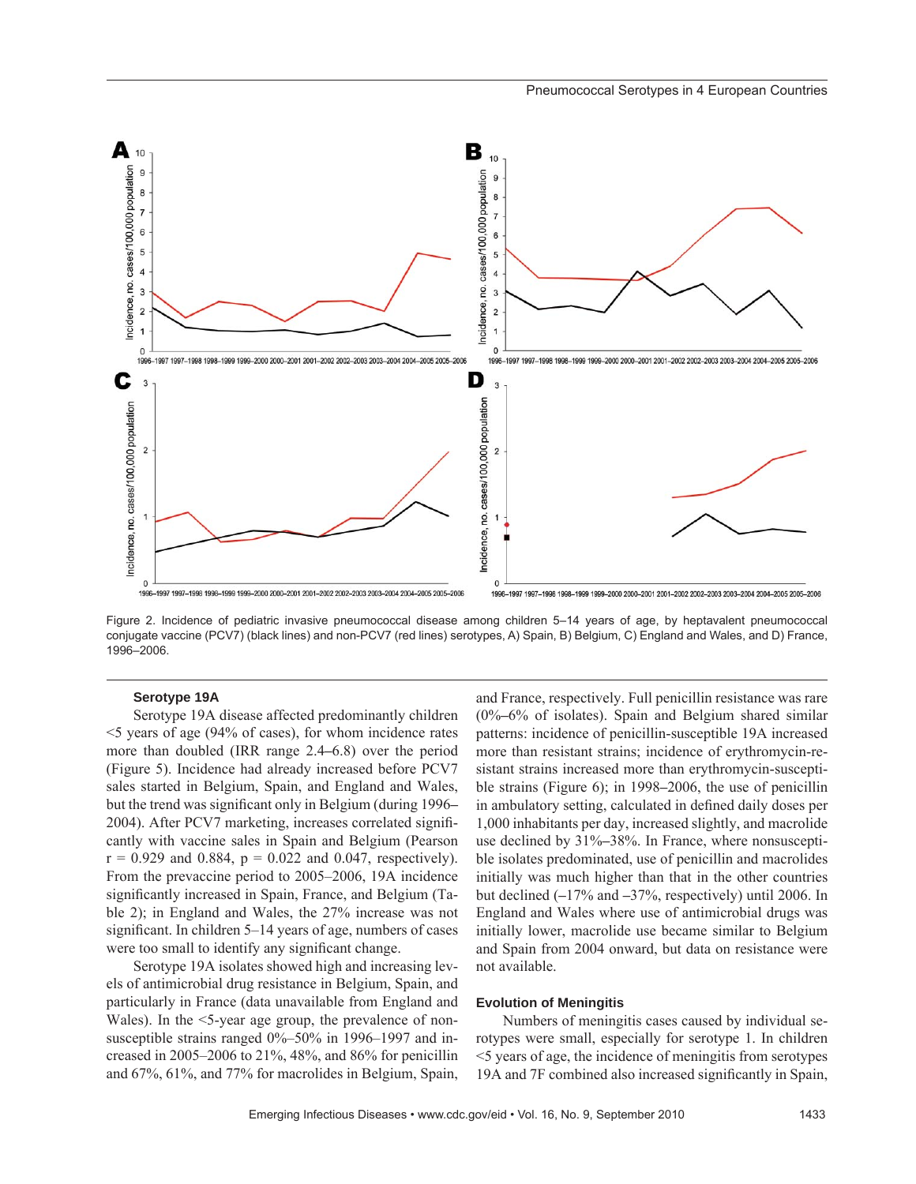Figure 2. Incidence of pediatric invasive pneumococcal disease among children 5–14 years of age, by heptavalent pneumococcal conjugate vaccine (PCV7) (black lines) and non-PCV7 (red lines) serotypes, A) Spain, B) Belgium, C) England and Wales, and D) France, 1996–2006.

### Serotype 19A

Serotype 19A disease affected predominantly children <5 years of age (94% of cases), for whom incidence rates more than doubled (IRR range 2.4–6.8) over the period (Figure 5). Incidence had already increased before PCV7 sales started in Belgium, Spain, and England and Wales, but the trend was significant only in Belgium (during 1996–2004). After PCV7 marketing, increases correlated significantly with vaccine sales in Spain and Belgium (Pearson $r = 0.929$ and $0.884$, $p = 0.022$ and $0.047$, respectively). From the prevaccine period to 2005–2006, 19A incidence significantly increased in Spain, France, and Belgium (Table 2); in England and Wales, the 27% increase was not significant. In children 5–14 years of age, numbers of cases were too small to identify any significant change.

Serotype 19A isolates showed high and increasing levels of antimicrobial drug resistance in Belgium, Spain, and particularly in France (data unavailable from England and Wales). In the <5-year age group, the prevalence of nonsusceptible strains ranged 0%–50% in 1996–1997 and increased in 2005–2006 to 21%, 48%, and 86% for penicillin and 67%, 61%, and 77% for macrolides in Belgium, Spain, and France, respectively. Full penicillin resistance was rare (0%–6% of isolates). Spain and Belgium shared similar patterns: incidence of penicillin-susceptible 19A increased more than resistant strains; incidence of erythromycin-resistant strains increased more than erythromycin-susceptible strains (Figure 6); in 1998–2006, the use of penicillin in ambulatory setting, calculated in defined daily doses per 1,000 inhabitants per day, increased slightly, and macrolide use declined by 31%–38%. In France, where nonsusceptible isolates predominated, use of penicillin and macrolides initially was much higher than that in the other countries but declined (–17% and –37%, respectively) until 2006. In England and Wales where use of antimicrobial drugs was initially lower, macrolide use became similar to Belgium and Spain from 2004 onward, but data on resistance were not available.

### Evolution of Meningitis

Numbers of meningitis cases caused by individual serotypes were small, especially for serotype 1. In children <5 years of age, the incidence of meningitis from serotypes 19A and 7F combined also increased significantly in Spain,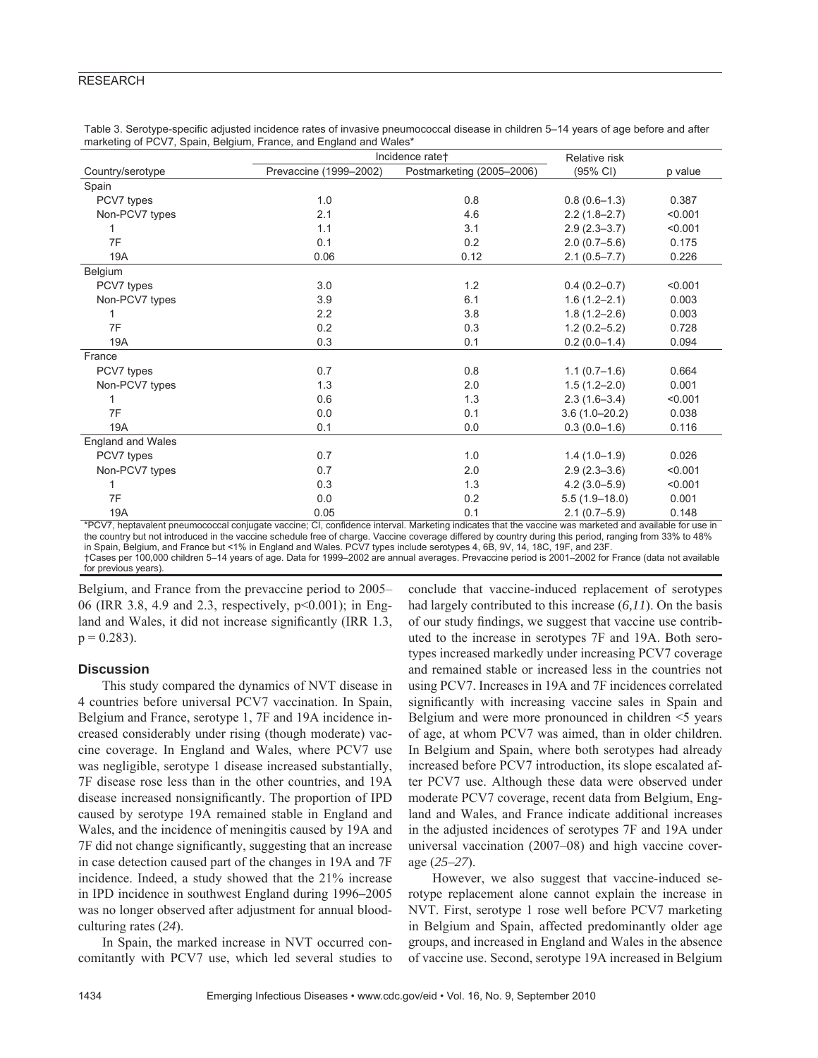Table 3. Serotype-specific adjusted incidence rates of invasive pneumococcal disease in children 5–14 years of age before and after marketing of PCV7, Spain, Belgium, France, and England and Wales*

| Country/serotype | Incidence rate† | | Relative risk (95% CI) | p value |
|---|---|---|---|---|
| | Prevaccine (1999–2002) | Postmarketing (2005–2006) | | |
| Spain | | | | |
| PCV7 types | 1.0 | 0.8 | 0.8 (0.6–1.3) | 0.387 |
| Non-PCV7 types | 2.1 | 4.6 | 2.2 (1.8–2.7) | <0.001 |
| 1 | 1.1 | 3.1 | 2.9 (2.3–3.7) | <0.001 |
| 7F | 0.1 | 0.2 | 2.0 (0.7–5.6) | 0.175 |
| 19A | 0.06 | 0.12 | 2.1 (0.5–7.7) | 0.226 |
| Belgium | | | | |
| PCV7 types | 3.0 | 1.2 | 0.4 (0.2–0.7) | <0.001 |
| Non-PCV7 types | 3.9 | 6.1 | 1.6 (1.2–2.1) | 0.003 |
| 1 | 2.2 | 3.8 | 1.8 (1.2–2.6) | 0.003 |
| 7F | 0.2 | 0.3 | 1.2 (0.2–5.2) | 0.728 |
| 19A | 0.3 | 0.1 | 0.2 (0.0–1.4) | 0.094 |
| France | | | | |
| PCV7 types | 0.7 | 0.8 | 1.1 (0.7–1.6) | 0.664 |
| Non-PCV7 types | 1.3 | 2.0 | 1.5 (1.2–2.0) | 0.001 |
| 1 | 0.6 | 1.3 | 2.3 (1.6–3.4) | <0.001 |
| 7F | 0.0 | 0.1 | 3.6 (1.0–20.2) | 0.038 |
| 19A | 0.1 | 0.0 | 0.3 (0.0–1.6) | 0.116 |
| England and Wales | | | | |
| PCV7 types | 0.7 | 1.0 | 1.4 (1.0–1.9) | 0.026 |
| Non-PCV7 types | 0.7 | 2.0 | 2.9 (2.3–3.6) | <0.001 |
| 1 | 0.3 | 1.3 | 4.2 (3.0–5.9) | <0.001 |
| 7F | 0.0 | 0.2 | 5.5 (1.9–18.0) | 0.001 |
| 19A | 0.05 | 0.1 | 2.1 (0.7–5.9) | 0.148 |

*PCV7, heptavalent pneumococcal conjugate vaccine; CI, confidence interval. Marketing indicates that the vaccine was marketed and available for use in the country but not introduced in the vaccine schedule free of charge. Vaccine coverage differed by country during this period, ranging from 33% to 48% in Spain, Belgium, and France but <1% in England and Wales. PCV7 types include serotypes 4, 6B, 9V, 14, 18C, 19F, and 23F.
†Cases per 100,000 children 5–14 years of age. Data for 1999–2002 are annual averages. Prevaccine period is 2001–2002 for France (data not available for previous years).

Belgium, and France from the prevaccine period to 2005–06 (IRR 3.8, 4.9 and 2.3, respectively, p<0.001); in England and Wales, it did not increase significantly (IRR 1.3, p = 0.283).

## Discussion

This study compared the dynamics of NVT disease in 4 countries before universal PCV7 vaccination. In Spain, Belgium and France, serotype 1, 7F and 19A incidence increased considerably under rising (though moderate) vaccine coverage. In England and Wales, where PCV7 use was negligible, serotype 1 disease increased substantially, 7F disease rose less than in the other countries, and 19A disease increased nonsignificantly. The proportion of IPD caused by serotype 19A remained stable in England and Wales, and the incidence of meningitis caused by 19A and 7F did not change significantly, suggesting that an increase in case detection caused part of the changes in 19A and 7F incidence. Indeed, a study showed that the 21% increase in IPD incidence in southwest England during 1996–2005 was no longer observed after adjustment for annual blood-culturing rates (*24*).

In Spain, the marked increase in NVT occurred concomitantly with PCV7 use, which led several studies to conclude that vaccine-induced replacement of serotypes had largely contributed to this increase (*6,11*). On the basis of our study findings, we suggest that vaccine use contributed to the increase in serotypes 7F and 19A. Both serotypes increased markedly under increasing PCV7 coverage and remained stable or increased less in the countries not using PCV7. Increases in 19A and 7F incidences correlated significantly with increasing vaccine sales in Spain and Belgium and were more pronounced in children <5 years of age, at whom PCV7 was aimed, than in older children. In Belgium and Spain, where both serotypes had already increased before PCV7 introduction, its slope escalated after PCV7 use. Although these data were observed under moderate PCV7 coverage, recent data from Belgium, England and Wales, and France indicate additional increases in the adjusted incidences of serotypes 7F and 19A under universal vaccination (2007–08) and high vaccine coverage (*25–27*).

However, we also suggest that vaccine-induced serotype replacement alone cannot explain the increase in NVT. First, serotype 1 rose well before PCV7 marketing in Belgium and Spain, affected predominantly older age groups, and increased in England and Wales in the absence of vaccine use. Second, serotype 19A increased in Belgium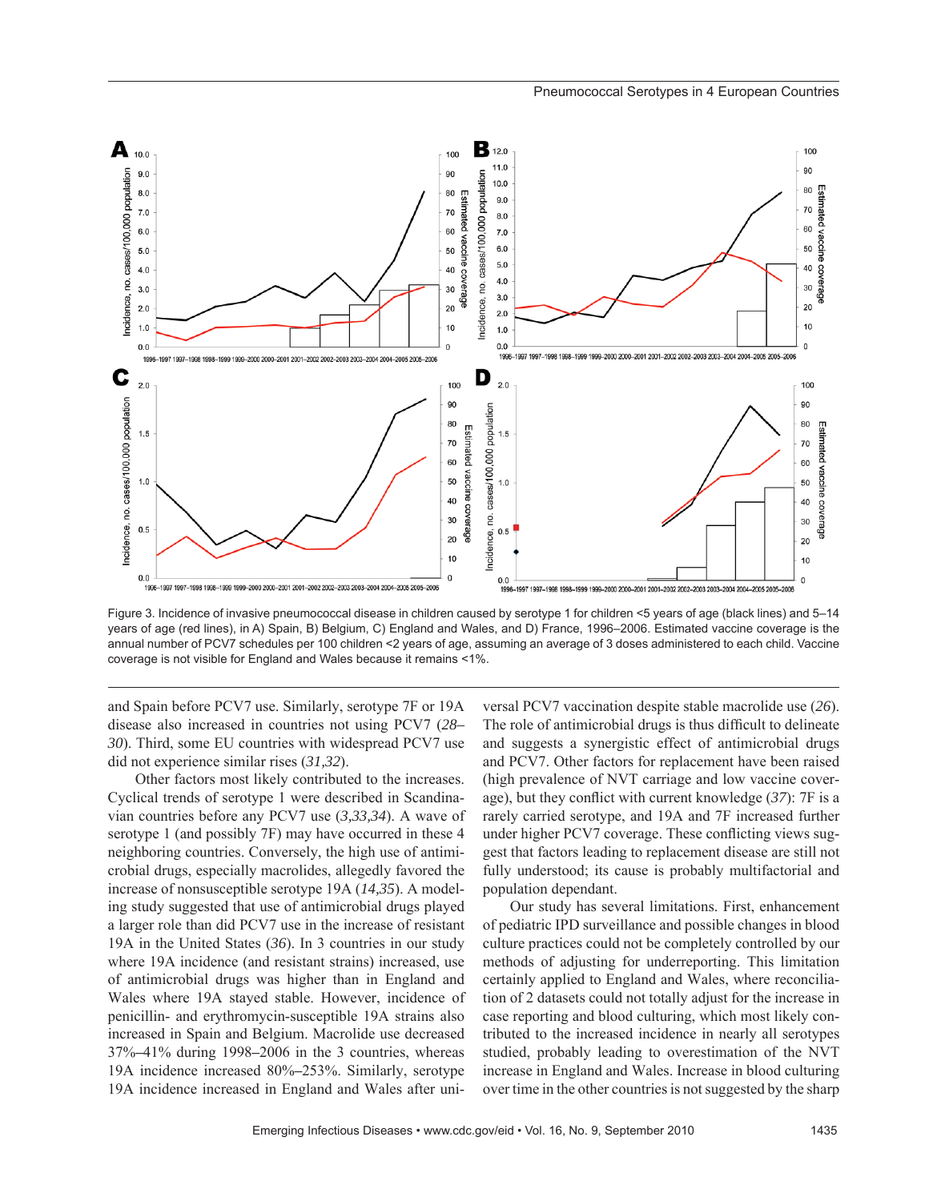Figure 3. Incidence of invasive pneumococcal disease in children caused by serotype 1 for children <5 years of age (black lines) and 5–14 years of age (red lines), in A) Spain, B) Belgium, C) England and Wales, and D) France, 1996–2006. Estimated vaccine coverage is the annual number of PCV7 schedules per 100 children <2 years of age, assuming an average of 3 doses administered to each child. Vaccine coverage is not visible for England and Wales because it remains <1%.

and Spain before PCV7 use. Similarly, serotype 7F or 19A disease also increased in countries not using PCV7 (*28–30*). Third, some EU countries with widespread PCV7 use did not experience similar rises (*31,32*).

Other factors most likely contributed to the increases. Cyclical trends of serotype 1 were described in Scandinavian countries before any PCV7 use (*3,33,34*). A wave of serotype 1 (and possibly 7F) may have occurred in these 4 neighboring countries. Conversely, the high use of antimicrobial drugs, especially macrolides, allegedly favored the increase of nonsusceptible serotype 19A (*14,35*). A modeling study suggested that use of antimicrobial drugs played a larger role than did PCV7 use in the increase of resistant 19A in the United States (*36*). In 3 countries in our study where 19A incidence (and resistant strains) increased, use of antimicrobial drugs was higher than in England and Wales where 19A stayed stable. However, incidence of penicillin- and erythromycin-susceptible 19A strains also increased in Spain and Belgium. Macrolide use decreased 37%–41% during 1998–2006 in the 3 countries, whereas 19A incidence increased 80%–253%. Similarly, serotype 19A incidence increased in England and Wales after universal PCV7 vaccination despite stable macrolide use (*26*). The role of antimicrobial drugs is thus difficult to delineate and suggests a synergistic effect of antimicrobial drugs and PCV7. Other factors for replacement have been raised (high prevalence of NVT carriage and low vaccine coverage), but they conflict with current knowledge (*37*): 7F is a rarely carried serotype, and 19A and 7F increased further under higher PCV7 coverage. These conflicting views suggest that factors leading to replacement disease are still not fully understood; its cause is probably multifactorial and population dependant.

Our study has several limitations. First, enhancement of pediatric IPD surveillance and possible changes in blood culture practices could not be completely controlled by our methods of adjusting for underreporting. This limitation certainly applied to England and Wales, where reconciliation of 2 datasets could not totally adjust for the increase in case reporting and blood culturing, which most likely contributed to the increased incidence in nearly all serotypes studied, probably leading to overestimation of the NVT increase in England and Wales. Increase in blood culturing over time in the other countries is not suggested by the sharp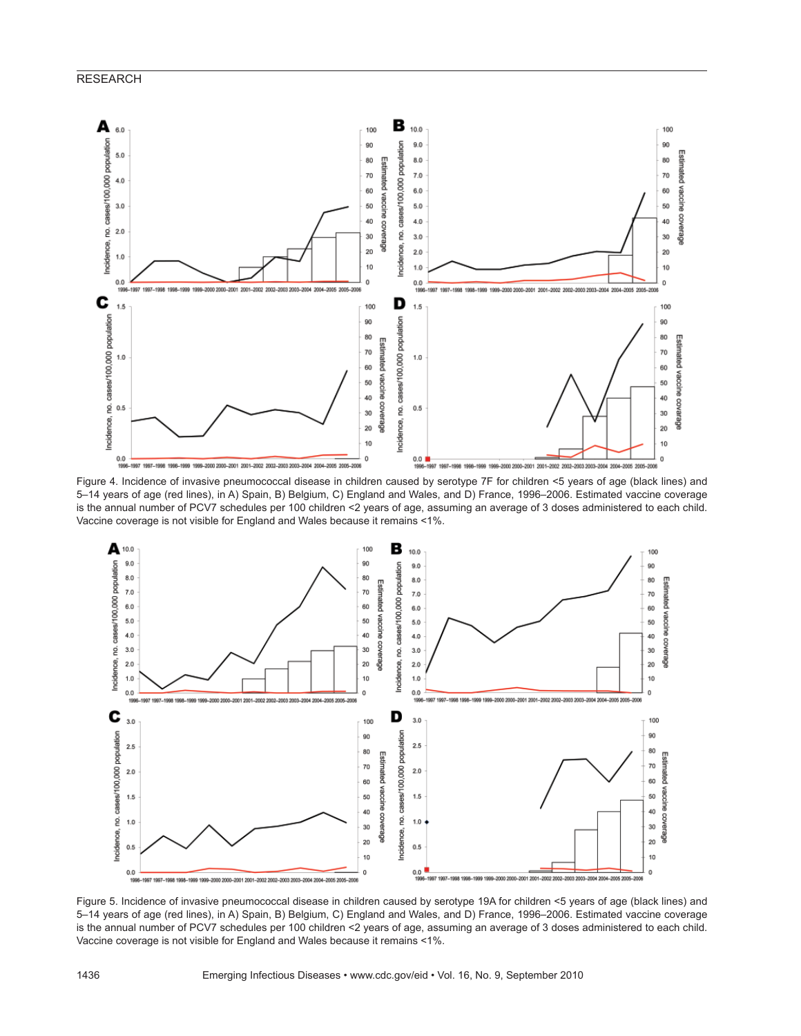Figure 4. Incidence of invasive pneumococcal disease in children caused by serotype 7F for children <5 years of age (black lines) and 5–14 years of age (red lines), in A) Spain, B) Belgium, C) England and Wales, and D) France, 1996–2006. Estimated vaccine coverage is the annual number of PCV7 schedules per 100 children <2 years of age, assuming an average of 3 doses administered to each child. Vaccine coverage is not visible for England and Wales because it remains <1%.

Figure 5. Incidence of invasive pneumococcal disease in children caused by serotype 19A for children <5 years of age (black lines) and 5–14 years of age (red lines), in A) Spain, B) Belgium, C) England and Wales, and D) France, 1996–2006. Estimated vaccine coverage is the annual number of PCV7 schedules per 100 children <2 years of age, assuming an average of 3 doses administered to each child. Vaccine coverage is not visible for England and Wales because it remains <1%.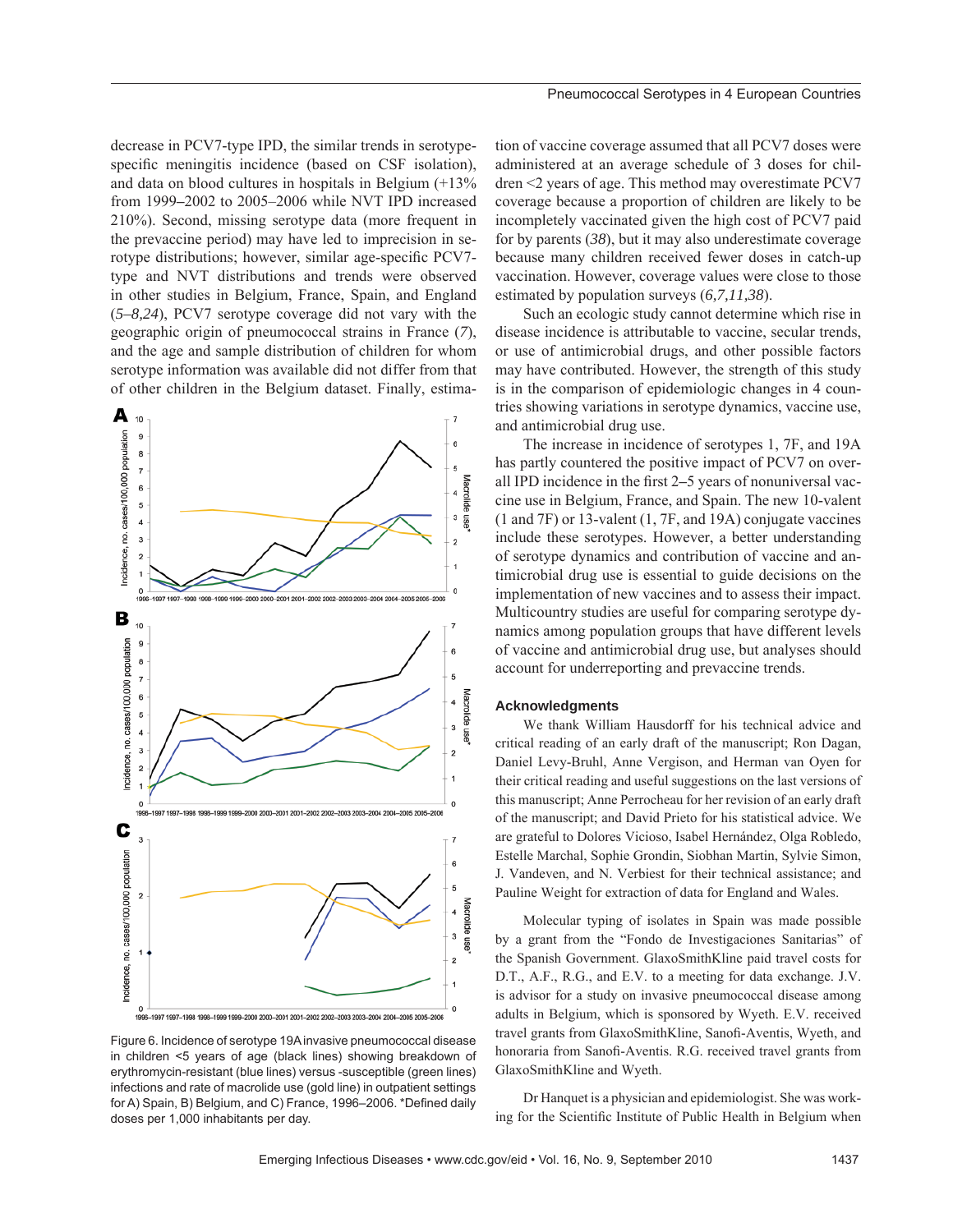decrease in PCV7-type IPD, the similar trends in serotype-specific meningitis incidence (based on CSF isolation), and data on blood cultures in hospitals in Belgium (+13% from 1999–2002 to 2005–2006 while NVT IPD increased 210%). Second, missing serotype data (more frequent in the prevaccine period) may have led to imprecision in serotype distributions; however, similar age-specific PCV7-type and NVT distributions and trends were observed in other studies in Belgium, France, Spain, and England (*5–8,24*), PCV7 serotype coverage did not vary with the geographic origin of pneumococcal strains in France (*7*), and the age and sample distribution of children for whom serotype information was available did not differ from that of other children in the Belgium dataset. Finally, estimation of vaccine coverage assumed that all PCV7 doses were administered at an average schedule of 3 doses for children <2 years of age. This method may overestimate PCV7 coverage because a proportion of children are likely to be incompletely vaccinated given the high cost of PCV7 paid for by parents (*38*), but it may also underestimate coverage because many children received fewer doses in catch-up vaccination. However, coverage values were close to those estimated by population surveys (*6,7,11,38*).

Such an ecologic study cannot determine which rise in disease incidence is attributable to vaccine, secular trends, or use of antimicrobial drugs, and other possible factors may have contributed. However, the strength of this study is in the comparison of epidemiologic changes in 4 countries showing variations in serotype dynamics, vaccine use, and antimicrobial drug use.

The increase in incidence of serotypes 1, 7F, and 19A has partly countered the positive impact of PCV7 on overall IPD incidence in the first 2–5 years of nonuniversal vaccine use in Belgium, France, and Spain. The new 10-valent (1 and 7F) or 13-valent (1, 7F, and 19A) conjugate vaccines include these serotypes. However, a better understanding of serotype dynamics and contribution of vaccine and antimicrobial drug use is essential to guide decisions on the implementation of new vaccines and to assess their impact. Multicountry studies are useful for comparing serotype dynamics among population groups that have different levels of vaccine and antimicrobial drug use, but analyses should account for underreporting and prevaccine trends.

Figure 6. Incidence of serotype 19A invasive pneumococcal disease in children <5 years of age (black lines) showing breakdown of erythromycin-resistant (blue lines) versus -susceptible (green lines) infections and rate of macrolide use (gold line) in outpatient settings for A) Spain, B) Belgium, and C) France, 1996–2006. *Defined daily doses per 1,000 inhabitants per day.

## Acknowledgments

We thank William Hausdorff for his technical advice and critical reading of an early draft of the manuscript; Ron Dagan, Daniel Levy-Bruhl, Anne Vergison, and Herman van Oyen for their critical reading and useful suggestions on the last versions of this manuscript; Anne Perrocheau for her revision of an early draft of the manuscript; and David Prieto for his statistical advice. We are grateful to Dolores Vicioso, Isabel Hernández, Olga Robledo, Estelle Marchal, Sophie Grondin, Siobhan Martin, Sylvie Simon, J. Vandeven, and N. Verbiest for their technical assistance; and Pauline Weight for extraction of data for England and Wales.

Molecular typing of isolates in Spain was made possible by a grant from the "Fondo de Investigaciones Sanitarias" of the Spanish Government. GlaxoSmithKline paid travel costs for D.T., A.F., R.G., and E.V. to a meeting for data exchange. J.V. is advisor for a study on invasive pneumococcal disease among adults in Belgium, which is sponsored by Wyeth. E.V. received travel grants from GlaxoSmithKline, Sanofi-Aventis, Wyeth, and honoraria from Sanofi-Aventis. R.G. received travel grants from GlaxoSmithKline and Wyeth.

Dr Hanquet is a physician and epidemiologist. She was working for the Scientific Institute of Public Health in Belgium when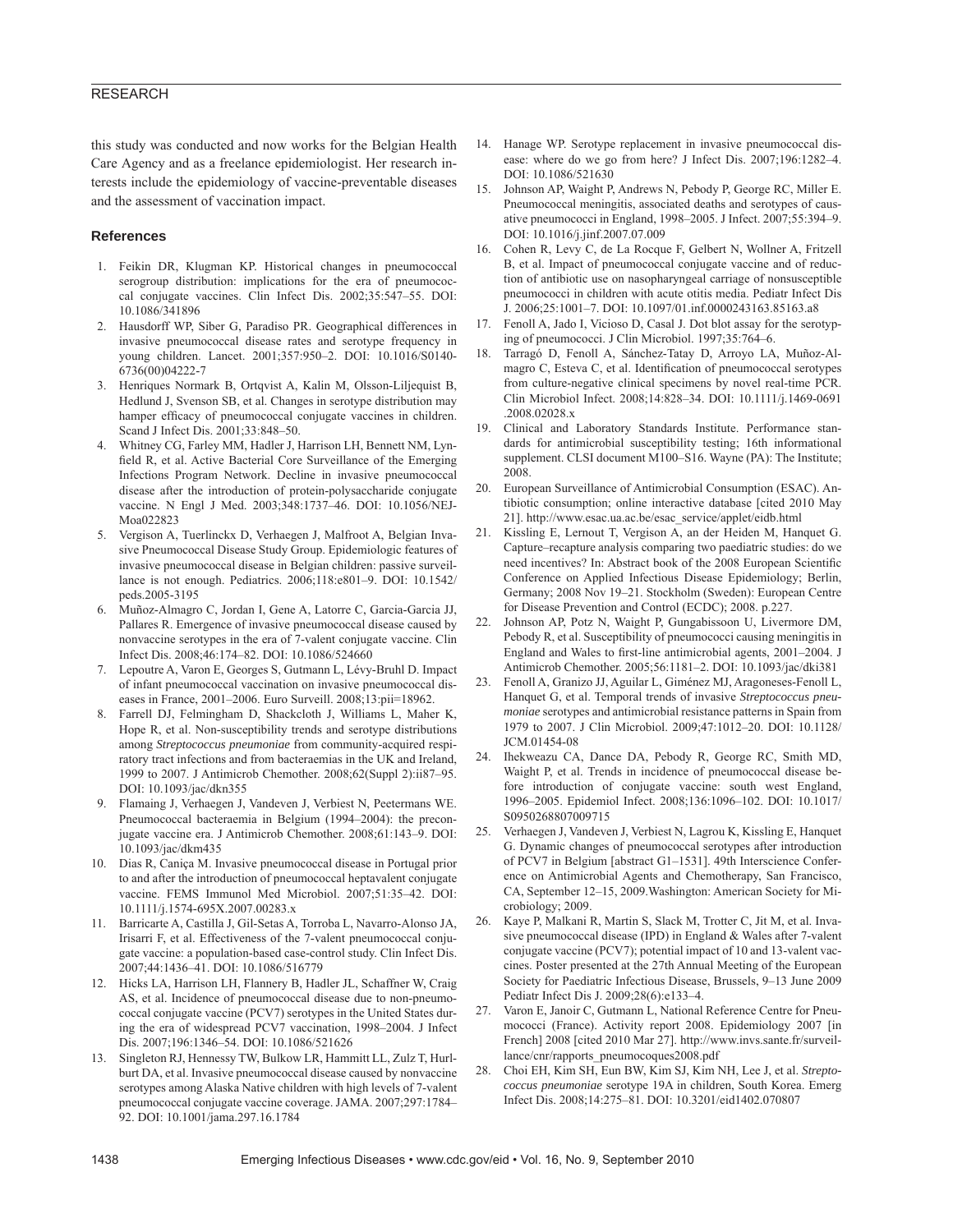this study was conducted and now works for the Belgian Health Care Agency and as a freelance epidemiologist. Her research interests include the epidemiology of vaccine-preventable diseases and the assessment of vaccination impact.

## References

1. Feikin DR, Klugman KP. Historical changes in pneumococcal serogroup distribution: implications for the era of pneumococcal conjugate vaccines. Clin Infect Dis. 2002;35:547–55. DOI: 10.1086/341896
2. Hausdorff WP, Siber G, Paradiso PR. Geographical differences in invasive pneumococcal disease rates and serotype frequency in young children. Lancet. 2001;357:950–2. DOI: 10.1016/S0140-6736(00)04222-7
3. Henriques Normark B, Ortqvist A, Kalin M, Olsson-Liljequist B, Hedlund J, Svenson SB, et al. Changes in serotype distribution may hamper efficacy of pneumococcal conjugate vaccines in children. Scand J Infect Dis. 2001;33:848–50.
4. Whitney CG, Farley MM, Hadler J, Harrison LH, Bennett NM, Lynfield R, et al. Active Bacterial Core Surveillance of the Emerging Infections Program Network. Decline in invasive pneumococcal disease after the introduction of protein-polysaccharide conjugate vaccine. N Engl J Med. 2003;348:1737–46. DOI: 10.1056/NEJMoa022823
5. Vergison A, Tuerlinckx D, Verhaegen J, Malfroot A, Belgian Invasive Pneumococcal Disease Study Group. Epidemiologic features of invasive pneumococcal disease in Belgian children: passive surveillance is not enough. Pediatrics. 2006;118:e801–9. DOI: 10.1542/peds.2005-3195
6. Muñoz-Almagro C, Jordan I, Gene A, Latorre C, Garcia-Garcia JJ, Pallares R. Emergence of invasive pneumococcal disease caused by nonvaccine serotypes in the era of 7-valent conjugate vaccine. Clin Infect Dis. 2008;46:174–82. DOI: 10.1086/524660
7. Lepoutre A, Varon E, Georges S, Gutmann L, Lévy-Bruhl D. Impact of infant pneumococcal vaccination on invasive pneumococcal diseases in France, 2001–2006. Euro Surveill. 2008;13:pii=18962.
8. Farrell DJ, Felmingham D, Shackcloth J, Williams L, Maher K, Hope R, et al. Non-susceptibility trends and serotype distributions among *Streptococcus pneumoniae* from community-acquired respiratory tract infections and from bacteraemias in the UK and Ireland, 1999 to 2007. J Antimicrob Chemother. 2008;62(Suppl 2):ii87–95. DOI: 10.1093/jac/dkn355
9. Flamaing J, Verhaegen J, Vandeven J, Verbiest N, Peetermans WE. Pneumococcal bacteraemia in Belgium (1994–2004): the preconjugate vaccine era. J Antimicrob Chemother. 2008;61:143–9. DOI: 10.1093/jac/dkm435
10. Dias R, Caniça M. Invasive pneumococcal disease in Portugal prior to and after the introduction of pneumococcal heptavalent conjugate vaccine. FEMS Immunol Med Microbiol. 2007;51:35–42. DOI: 10.1111/j.1574-695X.2007.00283.x
11. Barricarte A, Castilla J, Gil-Setas A, Torroba L, Navarro-Alonso JA, Irisarri F, et al. Effectiveness of the 7-valent pneumococcal conjugate vaccine: a population-based case-control study. Clin Infect Dis. 2007;44:1436–41. DOI: 10.1086/516779
12. Hicks LA, Harrison LH, Flannery B, Hadler JL, Schaffner W, Craig AS, et al. Incidence of pneumococcal disease due to non-pneumococcal conjugate vaccine (PCV7) serotypes in the United States during the era of widespread PCV7 vaccination, 1998–2004. J Infect Dis. 2007;196:1346–54. DOI: 10.1086/521626
13. Singleton RJ, Hennessy TW, Bulkow LR, Hammitt LL, Zulz T, Hurlburt DA, et al. Invasive pneumococcal disease caused by nonvaccine serotypes among Alaska Native children with high levels of 7-valent pneumococcal conjugate vaccine coverage. JAMA. 2007;297:1784–92. DOI: 10.1001/jama.297.16.1784
14. Hanage WP. Serotype replacement in invasive pneumococcal disease: where do we go from here? J Infect Dis. 2007;196:1282–4. DOI: 10.1086/521630
15. Johnson AP, Waight P, Andrews N, Pebody P, George RC, Miller E. Pneumococcal meningitis, associated deaths and serotypes of causative pneumococci in England, 1998–2005. J Infect. 2007;55:394–9. DOI: 10.1016/j.jinf.2007.07.009
16. Cohen R, Levy C, de La Rocque F, Gelbert N, Wollner A, Fritzell B, et al. Impact of pneumococcal conjugate vaccine and of reduction of antibiotic use on nasopharyngeal carriage of nonsusceptible pneumococci in children with acute otitis media. Pediatr Infect Dis J. 2006;25:1001–7. DOI: 10.1097/01.inf.0000243163.85163.a8
17. Fenoll A, Jado I, Vicioso D, Casal J. Dot blot assay for the serotyping of pneumococci. J Clin Microbiol. 1997;35:764–6.
18. Tarragó D, Fenoll A, Sánchez-Tatay D, Arroyo LA, Muñoz-Almagro C, Esteva C, et al. Identification of pneumococcal serotypes from culture-negative clinical specimens by novel real-time PCR. Clin Microbiol Infect. 2008;14:828–34. DOI: 10.1111/j.1469-0691.2008.02028.x
19. Clinical and Laboratory Standards Institute. Performance standards for antimicrobial susceptibility testing; 16th informational supplement. CLSI document M100–S16. Wayne (PA): The Institute; 2008.
20. European Surveillance of Antimicrobial Consumption (ESAC). Antibiotic consumption; online interactive database [cited 2010 May 21]. http://www.esac.ua.ac.be/esac_service/applet/eidb.html
21. Kissling E, Lernout T, Vergison A, an der Heiden M, Hanquet G. Capture–recapture analysis comparing two paediatric studies: do we need incentives? In: Abstract book of the 2008 European Scientific Conference on Applied Infectious Disease Epidemiology; Berlin, Germany; 2008 Nov 19–21. Stockholm (Sweden): European Centre for Disease Prevention and Control (ECDC); 2008. p.227.
22. Johnson AP, Potz N, Waight P, Gungabissoon U, Livermore DM, Pebody R, et al. Susceptibility of pneumococci causing meningitis in England and Wales to first-line antimicrobial agents, 2001–2004. J Antimicrob Chemother. 2005;56:1181–2. DOI: 10.1093/jac/dki381
23. Fenoll A, Granizo JJ, Aguilar L, Giménez MJ, Aragoneses-Fenoll L, Hanquet G, et al. Temporal trends of invasive *Streptococcus pneumoniae* serotypes and antimicrobial resistance patterns in Spain from 1979 to 2007. J Clin Microbiol. 2009;47:1012–20. DOI: 10.1128/JCM.01454-08
24. Ihekweazu CA, Dance DA, Pebody R, George RC, Smith MD, Waight P, et al. Trends in incidence of pneumococcal disease before introduction of conjugate vaccine: south west England, 1996–2005. Epidemiol Infect. 2008;136:1096–102. DOI: 10.1017/S0950268807009715
25. Verhaegen J, Vandeven J, Verbiest N, Lagrou K, Kissling E, Hanquet G. Dynamic changes of pneumococcal serotypes after introduction of PCV7 in Belgium [abstract G1–1531]. 49th Interscience Conference on Antimicrobial Agents and Chemotherapy, San Francisco, CA, September 12–15, 2009.Washington: American Society for Microbiology; 2009.
26. Kaye P, Malkani R, Martin S, Slack M, Trotter C, Jit M, et al. Invasive pneumococcal disease (IPD) in England & Wales after 7-valent conjugate vaccine (PCV7); potential impact of 10 and 13-valent vaccines. Poster presented at the 27th Annual Meeting of the European Society for Paediatric Infectious Disease, Brussels, 9–13 June 2009 Pediatr Infect Dis J. 2009;28(6):e133–4.
27. Varon E, Janoir C, Gutmann L, National Reference Centre for Pneumococci (France). Activity report 2008. Epidemiology 2007 [in French] 2008 [cited 2010 Mar 27]. http://www.invs.sante.fr/surveillance/cnr/rapports_pneumocoques2008.pdf
28. Choi EH, Kim SH, Eun BW, Kim SJ, Kim NH, Lee J, et al. *Streptococcus pneumoniae* serotype 19A in children, South Korea. Emerg Infect Dis. 2008;14:275–81. DOI: 10.3201/eid1402.070807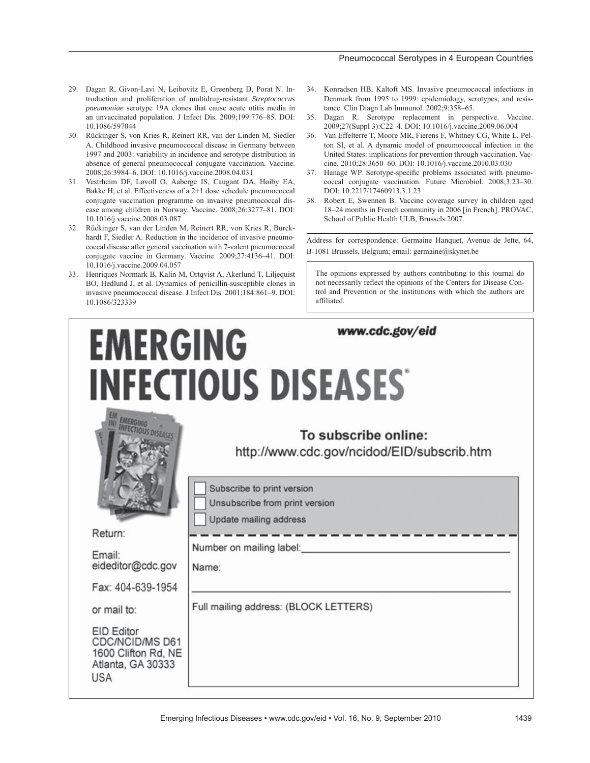29. Dagan R, Givon-Lavi N, Leibovitz E, Greenberg D, Porat N. Introduction and proliferation of multidrug-resistant *Streptococcus pneumoniae* serotype 19A clones that cause acute otitis media in an unvaccinated population. J Infect Dis. 2009;199:776–85. DOI: 10.1086/597044
30. Rückinger S, von Kries R, Reinert RR, van der Linden M, Siedler A. Childhood invasive pneumococcal disease in Germany between 1997 and 2003: variability in incidence and serotype distribution in absence of general pneumococcal conjugate vaccination. Vaccine. 2008;26:3984–6. DOI: 10.1016/j.vaccine.2008.04.031
31. Vestrheim DF, Løvoll O, Aaberge IS, Caugant DA, Høiby EA, Bakke H, et al. Effectiveness of a 2+1 dose schedule pneumococcal conjugate vaccination programme on invasive pneumococcal disease among children in Norway. Vaccine. 2008;26:3277–81. DOI: 10.1016/j.vaccine.2008.03.087
32. Rückinger S, van der Linden M, Reinert RR, von Kries R, Burckhardt F, Siedler A. Reduction in the incidence of invasive pneumococcal disease after general vaccination with 7-valent pneumococcal conjugate vaccine in Germany. Vaccine. 2009;27:4136–41. DOI: 10.1016/j.vaccine.2009.04.057
33. Henriques Normark B, Kalin M, Ortqvist A, Akerlund T, Liljequist BO, Hedlund J, et al. Dynamics of penicillin-susceptible clones in invasive pneumococcal disease. J Infect Dis. 2001;184:861–9. DOI: 10.1086/323339
34. Konradsen HB, Kaltoft MS. Invasive pneumococcal infections in Denmark from 1995 to 1999: epidemiology, serotypes, and resistance. Clin Diagn Lab Immunol. 2002;9:358–65.
35. Dagan R. Serotype replacement in perspective. Vaccine. 2009;27(Suppl 3):C22–4. DOI: 10.1016/j.vaccine.2009.06.004
36. Van Effelterre T, Moore MR, Fierens F, Whitney CG, White L, Pelton SI, et al. A dynamic model of pneumococcal infection in the United States: implications for prevention through vaccination. Vaccine. 2010;28:3650–60. DOI: 10.1016/j.vaccine.2010.03.030
37. Hanage WP. Serotype-specific problems associated with pneumococcal conjugate vaccination. Future Microbiol. 2008;3:23–30. DOI: 10.2217/17460913.3.1.23
38. Robert E, Swennen B. Vaccine coverage survey in children aged 18–24 months in French community in 2006 [in French]. PROVAC, School of Public Health ULB, Brussels 2007.

Address for correspondence: Germaine Hanquet, Avenue de Jette, 64, B-1081 Brussels, Belgium; email: germaine@skynet.be

The opinions expressed by authors contributing to this journal do not necessarily reflect the opinions of the Centers for Disease Control and Prevention or the institutions with which the authors are affiliated.

# EMERGING INFECTIOUS DISEASES®

www.cdc.gov/eid

**To subscribe online:**
http://www.cdc.gov/ncidod/EID/subscrib.htm

- ☐ Subscribe to print version
- ☐ Unsubscribe from print version
- ☐ Update mailing address

Number on mailing label:\_\_\_\_\_\_\_\_\_\_\_\_\_\_\_\_\_\_\_\_

Name:

Full mailing address: (BLOCK LETTERS)

Return:

Email:
eideditor@cdc.gov

Fax: 404-639-1954

or mail to:

EID Editor
CDC/NCID/MS D61
1600 Clifton Rd, NE
Atlanta, GA 30333
USA